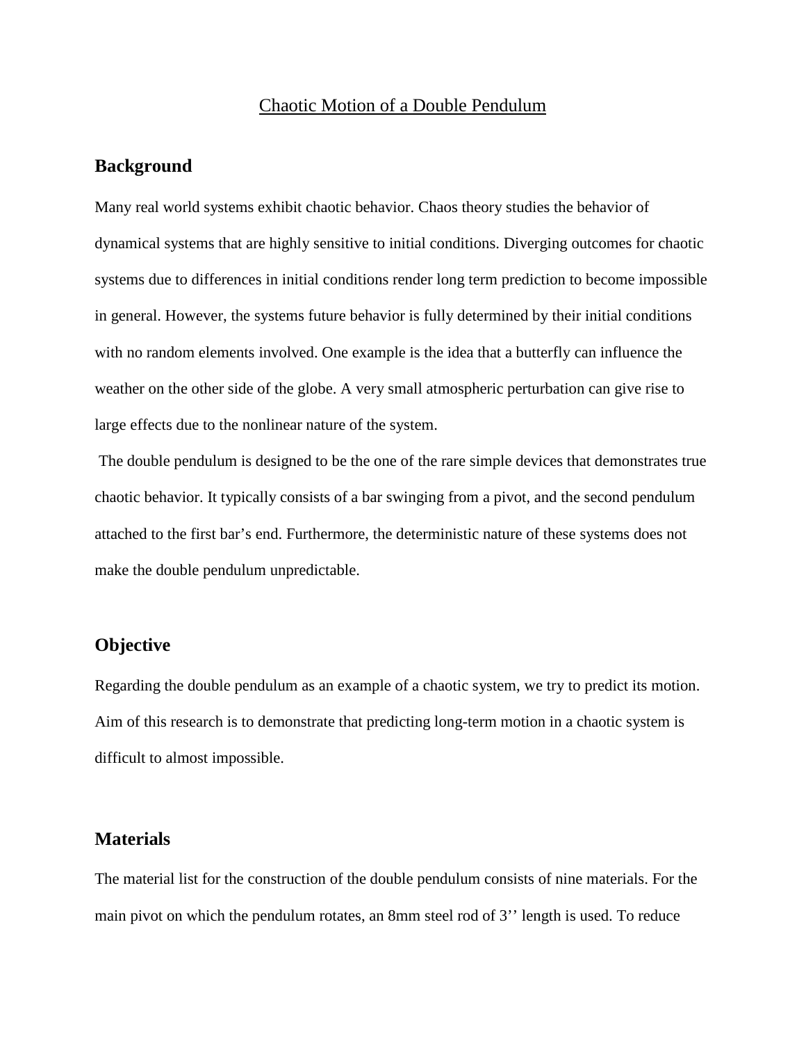<u>Chaotic Motion of a Double Pendulum</u>

## Background

Many real world systems exhibit chaotic behavior. Chaos theory studies the behavior of dynamical systems that are highly sensitive to initial conditions. Diverging outcomes for chaotic systems due to differences in initial conditions render long term prediction to become impossible in general. However, the systems future behavior is fully determined by their initial conditions with no random elements involved. One example is the idea that a butterfly can influence the weather on the other side of the globe. A very small atmospheric perturbation can give rise to large effects due to the nonlinear nature of the system.

The double pendulum is designed to be the one of the rare simple devices that demonstrates true chaotic behavior. It typically consists of a bar swinging from a pivot, and the second pendulum attached to the first bar's end. Furthermore, the deterministic nature of these systems does not make the double pendulum unpredictable.

## Objective

Regarding the double pendulum as an example of a chaotic system, we try to predict its motion. Aim of this research is to demonstrate that predicting long-term motion in a chaotic system is difficult to almost impossible.

## Materials

The material list for the construction of the double pendulum consists of nine materials. For the main pivot on which the pendulum rotates, an 8mm steel rod of 3'' length is used. To reduce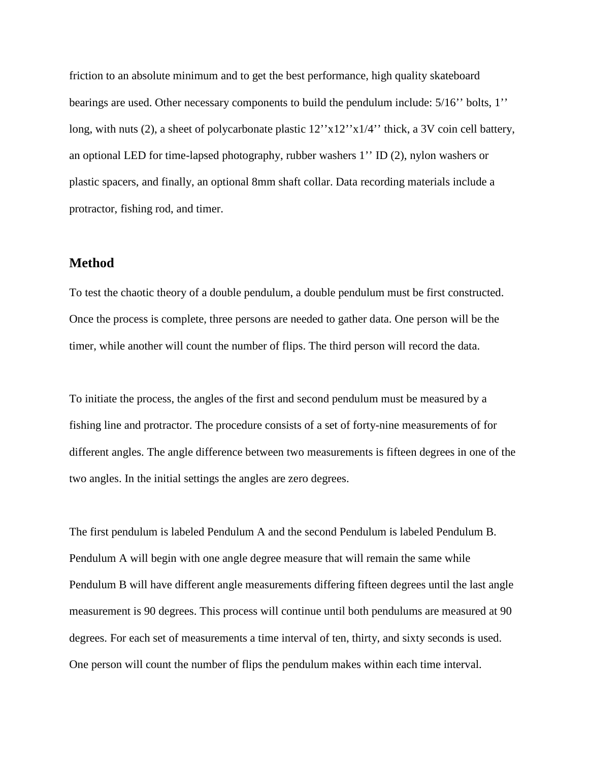friction to an absolute minimum and to get the best performance, high quality skateboard bearings are used. Other necessary components to build the pendulum include: 5/16'' bolts, 1'' long, with nuts (2), a sheet of polycarbonate plastic 12''x12''x1/4'' thick, a 3V coin cell battery, an optional LED for time-lapsed photography, rubber washers 1'' ID (2), nylon washers or plastic spacers, and finally, an optional 8mm shaft collar. Data recording materials include a protractor, fishing rod, and timer.

## Method

To test the chaotic theory of a double pendulum, a double pendulum must be first constructed. Once the process is complete, three persons are needed to gather data. One person will be the timer, while another will count the number of flips. The third person will record the data.

To initiate the process, the angles of the first and second pendulum must be measured by a fishing line and protractor. The procedure consists of a set of forty-nine measurements of for different angles. The angle difference between two measurements is fifteen degrees in one of the two angles. In the initial settings the angles are zero degrees.

The first pendulum is labeled Pendulum A and the second Pendulum is labeled Pendulum B. Pendulum A will begin with one angle degree measure that will remain the same while Pendulum B will have different angle measurements differing fifteen degrees until the last angle measurement is 90 degrees. This process will continue until both pendulums are measured at 90 degrees. For each set of measurements a time interval of ten, thirty, and sixty seconds is used. One person will count the number of flips the pendulum makes within each time interval.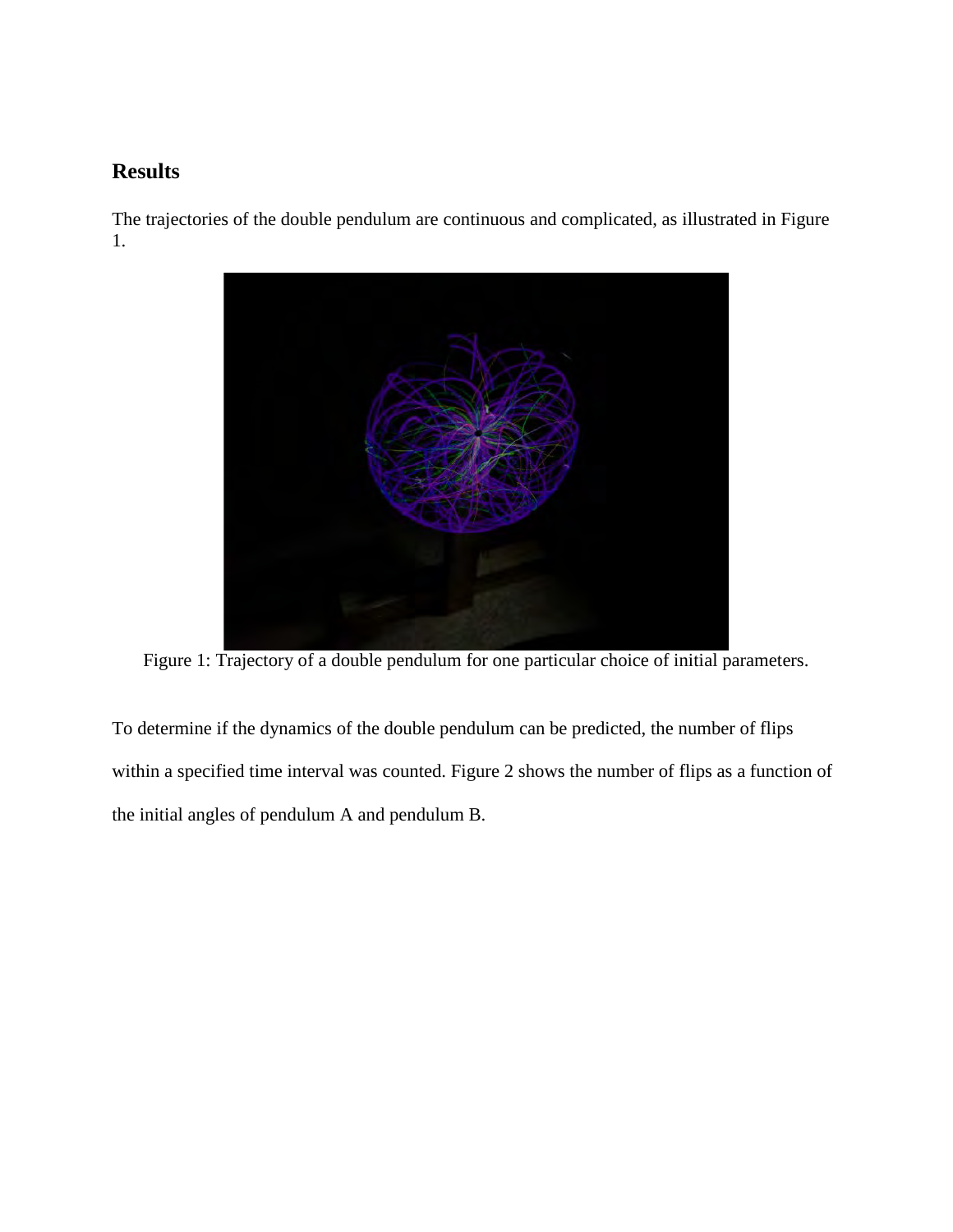## Results

The trajectories of the double pendulum are continuous and complicated, as illustrated in Figure 1.

Figure 1: Trajectory of a double pendulum for one particular choice of initial parameters.

To determine if the dynamics of the double pendulum can be predicted, the number of flips within a specified time interval was counted. Figure 2 shows the number of flips as a function of the initial angles of pendulum A and pendulum B.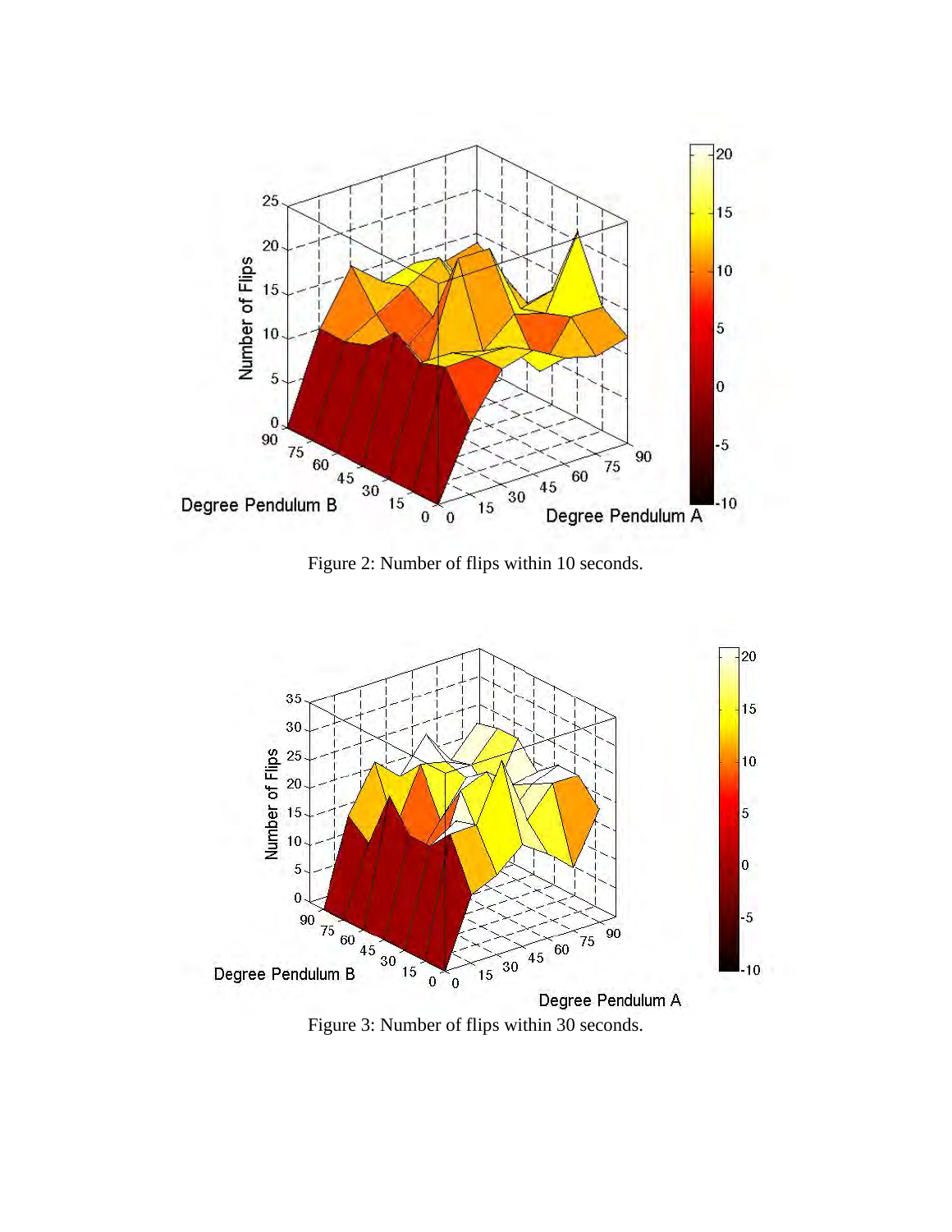Figure 2: Number of flips within 10 seconds.

Figure 3: Number of flips within 30 seconds.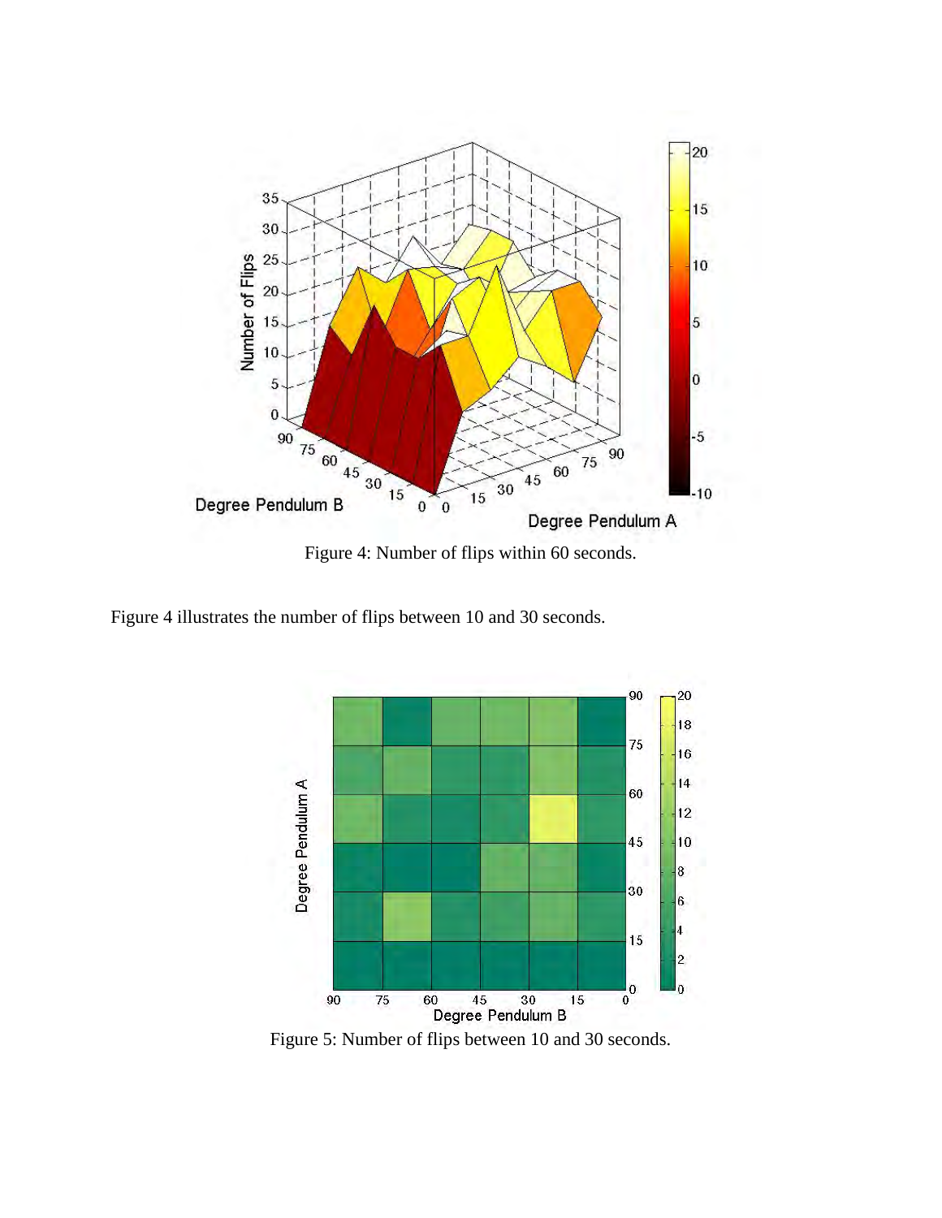Figure 4: Number of flips within 60 seconds.

Figure 4 illustrates the number of flips between 10 and 30 seconds.

Figure 5: Number of flips between 10 and 30 seconds.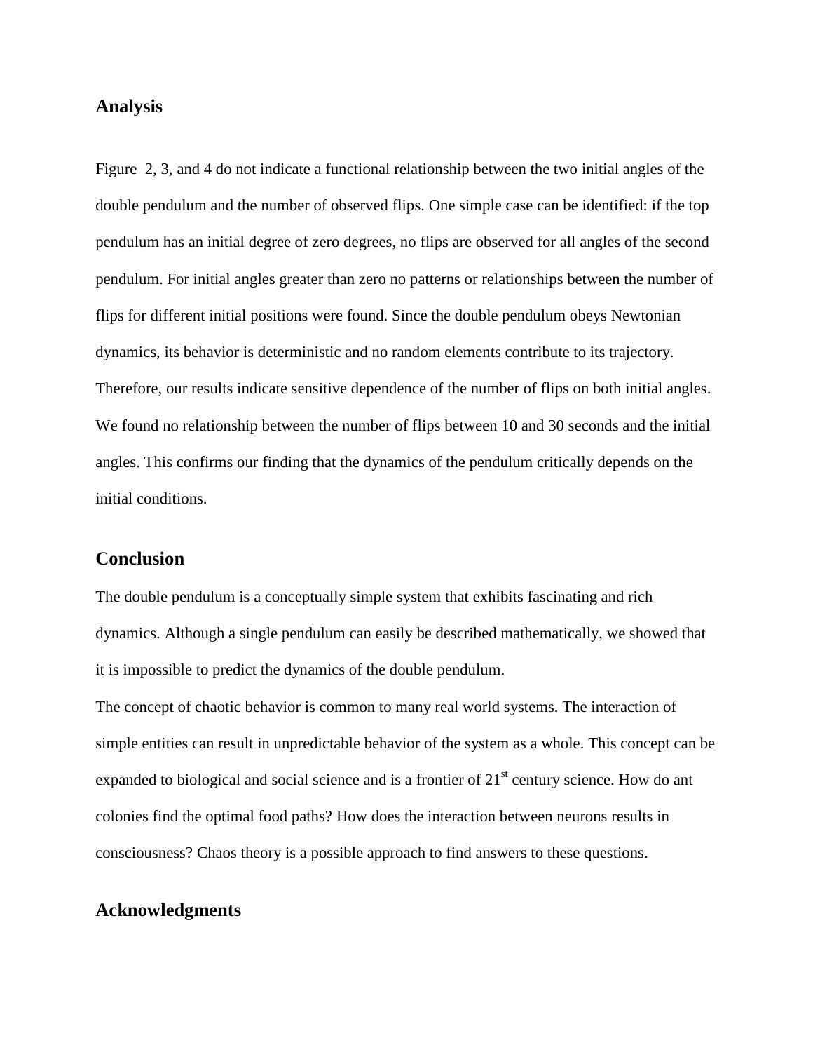## Analysis

Figure 2, 3, and 4 do not indicate a functional relationship between the two initial angles of the double pendulum and the number of observed flips. One simple case can be identified: if the top pendulum has an initial degree of zero degrees, no flips are observed for all angles of the second pendulum. For initial angles greater than zero no patterns or relationships between the number of flips for different initial positions were found. Since the double pendulum obeys Newtonian dynamics, its behavior is deterministic and no random elements contribute to its trajectory. Therefore, our results indicate sensitive dependence of the number of flips on both initial angles. We found no relationship between the number of flips between 10 and 30 seconds and the initial angles. This confirms our finding that the dynamics of the pendulum critically depends on the initial conditions.

## Conclusion

The double pendulum is a conceptually simple system that exhibits fascinating and rich dynamics. Although a single pendulum can easily be described mathematically, we showed that it is impossible to predict the dynamics of the double pendulum.

The concept of chaotic behavior is common to many real world systems. The interaction of simple entities can result in unpredictable behavior of the system as a whole. This concept can be expanded to biological and social science and is a frontier of 21st century science. How do ant colonies find the optimal food paths? How does the interaction between neurons results in consciousness? Chaos theory is a possible approach to find answers to these questions.

## Acknowledgments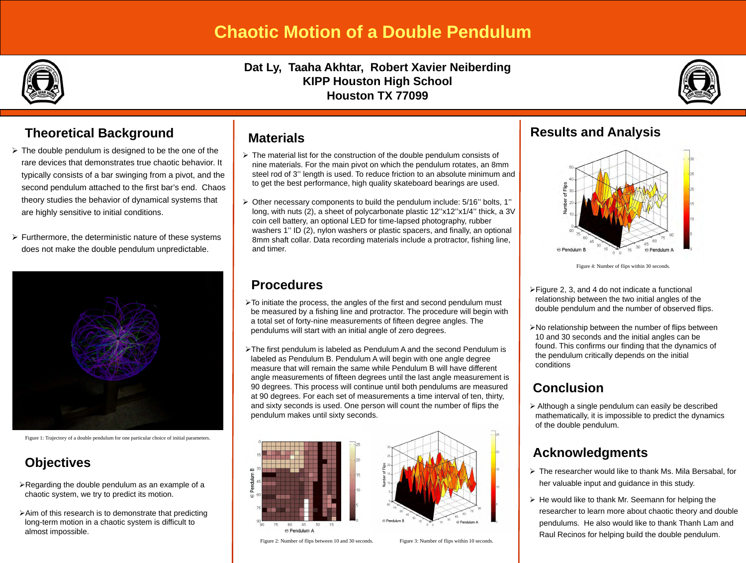# Chaotic Motion of a Double Pendulum

**Dat Ly, Taaha Akhtar, Robert Xavier Neiberding**
**KIPP Houston High School**
**Houston TX 77099**

## Theoretical Background

- The double pendulum is designed to be the one of the rare devices that demonstrates true chaotic behavior. It typically consists of a bar swinging from a pivot, and the second pendulum attached to the first bar's end. Chaos theory studies the behavior of dynamical systems that are highly sensitive to initial conditions.
- Furthermore, the deterministic nature of these systems does not make the double pendulum unpredictable.

Figure 1: Trajectory of a double pendulum for one particular choice of initial parameters.

## Objectives

- Regarding the double pendulum as an example of a chaotic system, we try to predict its motion.
- Aim of this research is to demonstrate that predicting long-term motion in a chaotic system is difficult to almost impossible.

## Materials

- The material list for the construction of the double pendulum consists of nine materials. For the main pivot on which the pendulum rotates, an 8mm steel rod of 3'' length is used. To reduce friction to an absolute minimum and to get the best performance, high quality skateboard bearings are used.
- Other necessary components to build the pendulum include: 5/16'' bolts, 1'' long, with nuts (2), a sheet of polycarbonate plastic 12''x12''x1/4'' thick, a 3V coin cell battery, an optional LED for time-lapsed photography, rubber washers 1'' ID (2), nylon washers or plastic spacers, and finally, an optional 8mm shaft collar. Data recording materials include a protractor, fishing line, and timer.

## Procedures

- To initiate the process, the angles of the first and second pendulum must be measured by a fishing line and protractor. The procedure will begin with a total set of forty-nine measurements of fifteen degree angles. The pendulums will start with an initial angle of zero degrees.
- The first pendulum is labeled as Pendulum A and the second Pendulum is labeled as Pendulum B. Pendulum A will begin with one angle degree measure that will remain the same while Pendulum B will have different angle measurements of fifteen degrees until the last angle measurement is 90 degrees. This process will continue until both pendulums are measured at 90 degrees. For each set of measurements a time interval of ten, thirty, and sixty seconds is used. One person will count the number of flips the pendulum makes until sixty seconds.

Figure 2: Number of flips between 10 and 30 seconds.

Figure 3: Number of flips within 10 seconds.

## Results and Analysis

Figure 4: Number of flips within 30 seconds.

- Figure 2, 3, and 4 do not indicate a functional relationship between the two initial angles of the double pendulum and the number of observed flips.
- No relationship between the number of flips between 10 and 30 seconds and the initial angles can be found. This confirms our finding that the dynamics of the pendulum critically depends on the initial conditions

## Conclusion

- Although a single pendulum can easily be described mathematically, it is impossible to predict the dynamics of the double pendulum.

## Acknowledgments

- The researcher would like to thank Ms. Mila Bersabal, for her valuable input and guidance in this study.
- He would like to thank Mr. Seemann for helping the researcher to learn more about chaotic theory and double pendulums. He also would like to thank Thanh Lam and Raul Recinos for helping build the double pendulum.